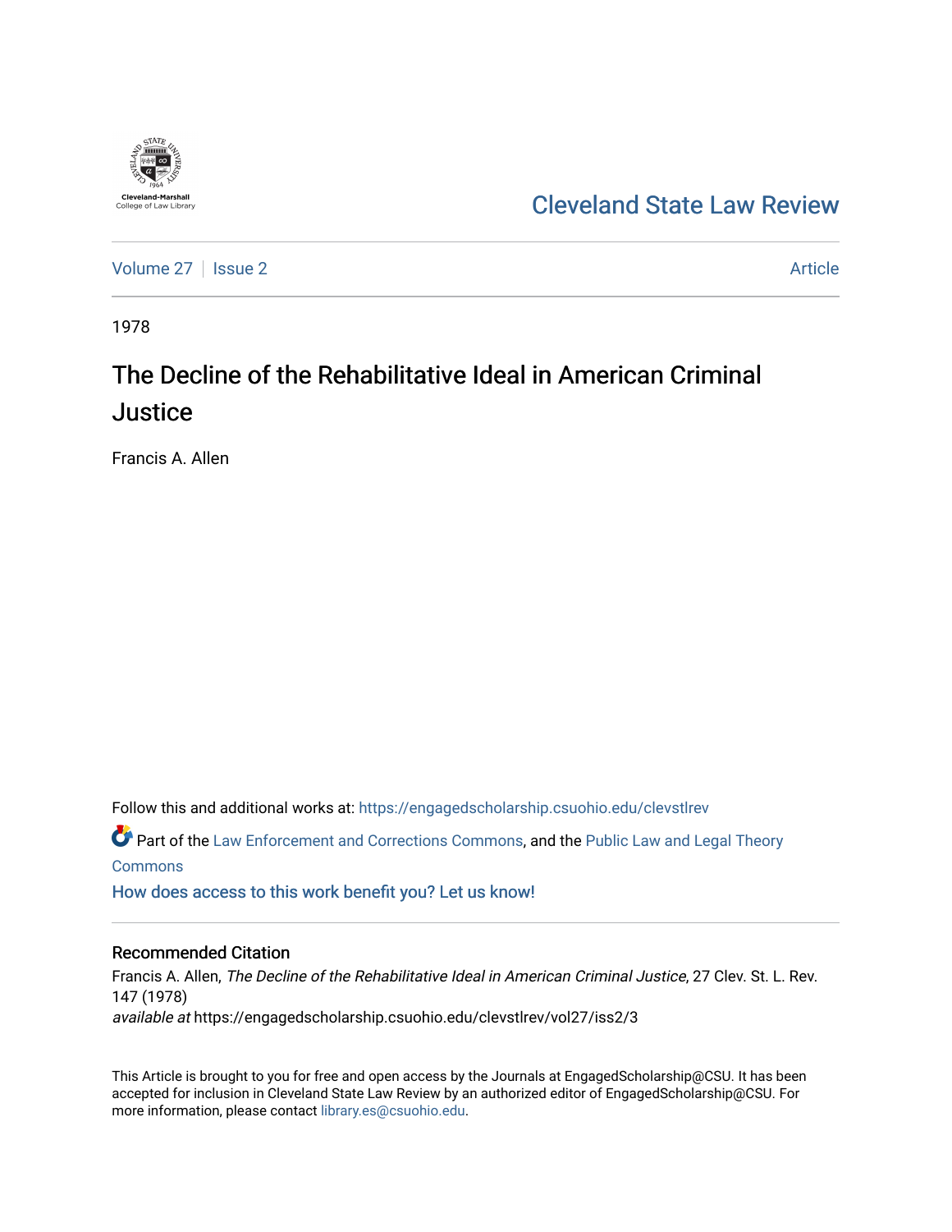Cleveland-Marshall College of Law Library

# Cleveland State Law Review

Volume 27 | Issue 2 | Article

1978

# The Decline of the Rehabilitative Ideal in American Criminal Justice

Francis A. Allen

Follow this and additional works at: https://engagedscholarship.csuohio.edu/clevstlrev

Part of the Law Enforcement and Corrections Commons, and the Public Law and Legal Theory Commons

How does access to this work benefit you? Let us know!

## Recommended Citation

Francis A. Allen, *The Decline of the Rehabilitative Ideal in American Criminal Justice*, 27 Clev. St. L. Rev. 147 (1978)
*available at* https://engagedscholarship.csuohio.edu/clevstlrev/vol27/iss2/3

This Article is brought to you for free and open access by the Journals at EngagedScholarship@CSU. It has been accepted for inclusion in Cleveland State Law Review by an authorized editor of EngagedScholarship@CSU. For more information, please contact library.es@csuohio.edu.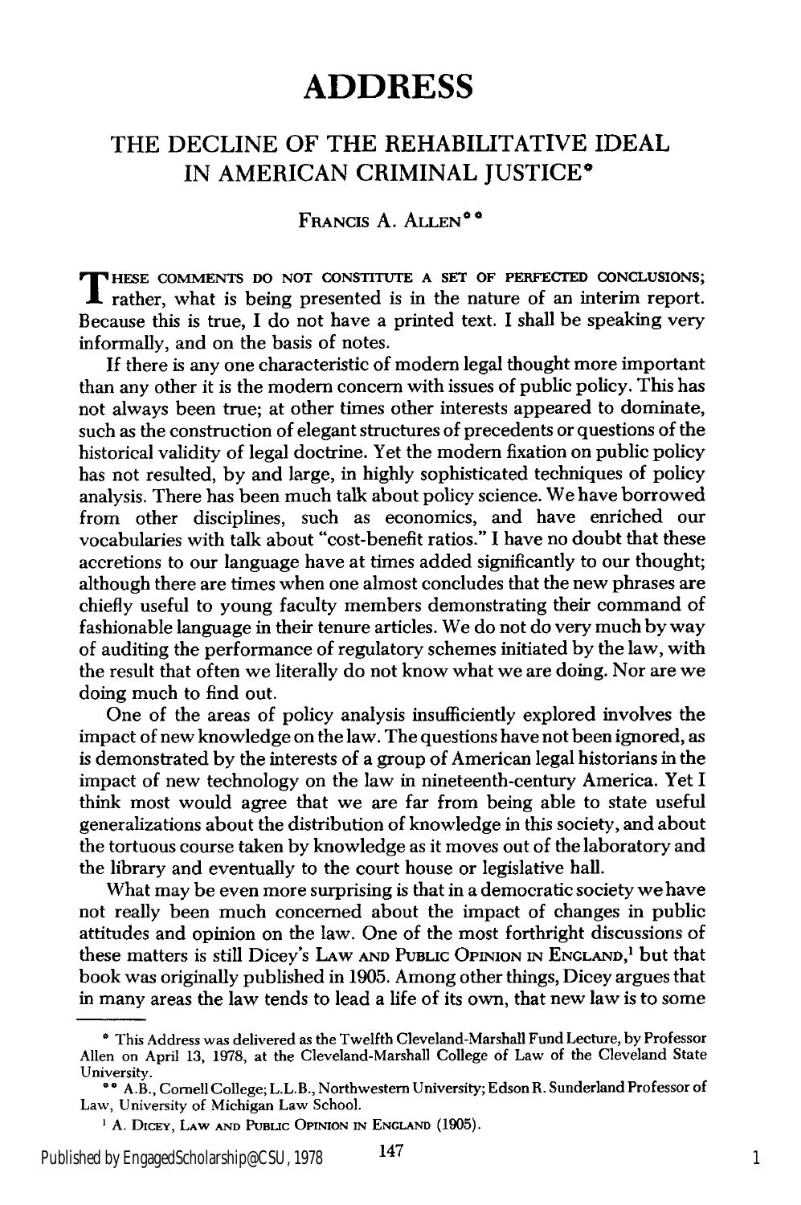# ADDRESS

## THE DECLINE OF THE REHABILITATIVE IDEAL IN AMERICAN CRIMINAL JUSTICE*

FRANCIS A. ALLEN**

THESE COMMENTS DO NOT CONSTITUTE A SET OF PERFECTED CONCLUSIONS; rather, what is being presented is in the nature of an interim report. Because this is true, I do not have a printed text. I shall be speaking very informally, and on the basis of notes.

If there is any one characteristic of modern legal thought more important than any other it is the modern concern with issues of public policy. This has not always been true; at other times other interests appeared to dominate, such as the construction of elegant structures of precedents or questions of the historical validity of legal doctrine. Yet the modern fixation on public policy has not resulted, by and large, in highly sophisticated techniques of policy analysis. There has been much talk about policy science. We have borrowed from other disciplines, such as economics, and have enriched our vocabularies with talk about "cost-benefit ratios." I have no doubt that these accretions to our language have at times added significantly to our thought; although there are times when one almost concludes that the new phrases are chiefly useful to young faculty members demonstrating their command of fashionable language in their tenure articles. We do not do very much by way of auditing the performance of regulatory schemes initiated by the law, with the result that often we literally do not know what we are doing. Nor are we doing much to find out.

One of the areas of policy analysis insufficiently explored involves the impact of new knowledge on the law. The questions have not been ignored, as is demonstrated by the interests of a group of American legal historians in the impact of new technology on the law in nineteenth-century America. Yet I think most would agree that we are far from being able to state useful generalizations about the distribution of knowledge in this society, and about the tortuous course taken by knowledge as it moves out of the laboratory and the library and eventually to the court house or legislative hall.

What may be even more surprising is that in a democratic society we have not really been much concerned about the impact of changes in public attitudes and opinion on the law. One of the most forthright discussions of these matters is still Dicey's LAW AND PUBLIC OPINION IN ENGLAND,[1] but that book was originally published in 1905. Among other things, Dicey argues that in many areas the law tends to lead a life of its own, that new law is to some

---

* This Address was delivered as the Twelfth Cleveland-Marshall Fund Lecture, by Professor Allen on April 13, 1978, at the Cleveland-Marshall College of Law of the Cleveland State University.

** A.B., Cornell College; L.L.B., Northwestern University; Edson R. Sunderland Professor of Law, University of Michigan Law School.

[1] A. DICEY, LAW AND PUBLIC OPINION IN ENGLAND (1905).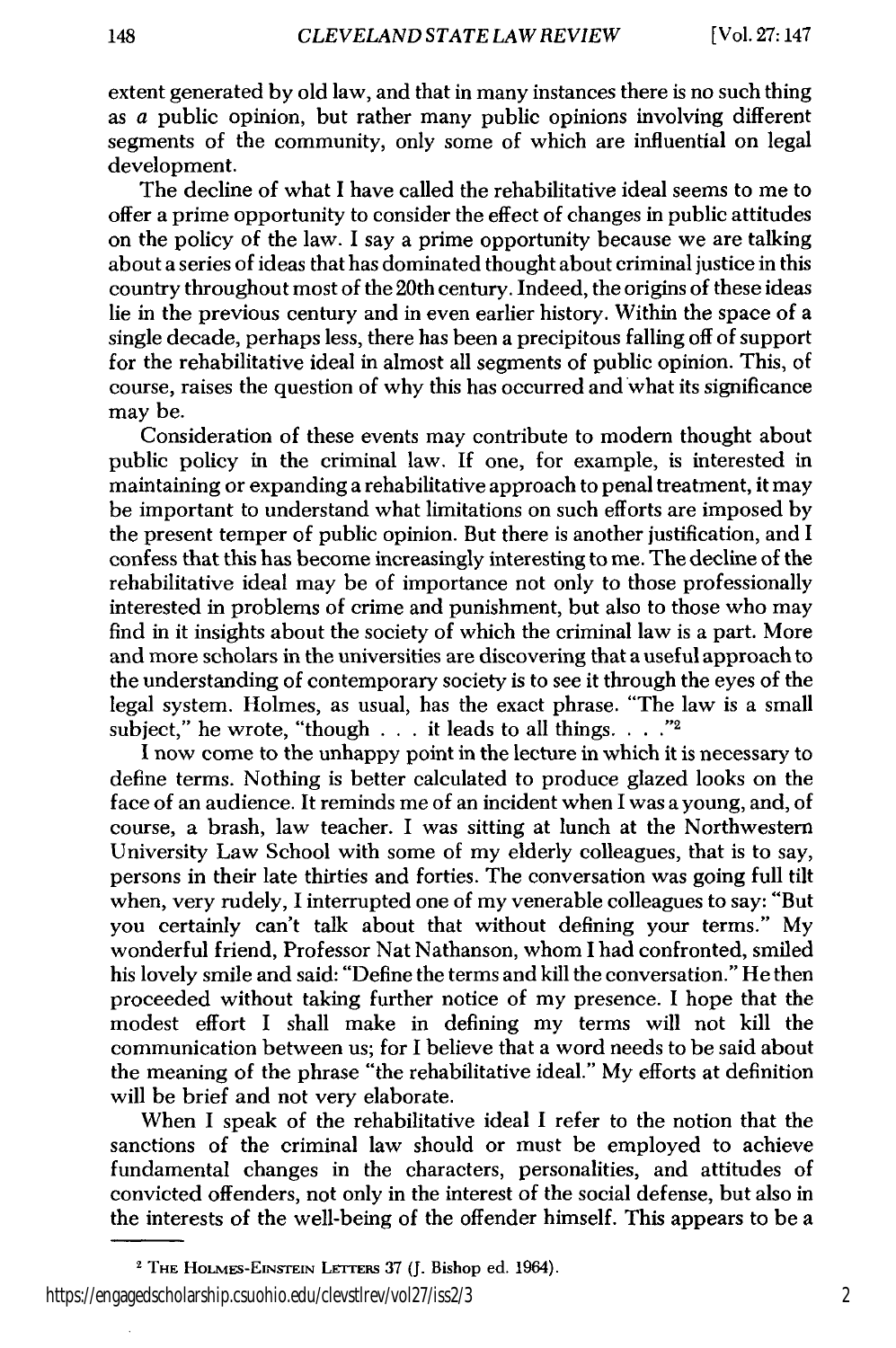extent generated by old law, and that in many instances there is no such thing as *a* public opinion, but rather many public opinions involving different segments of the community, only some of which are influential on legal development.

The decline of what I have called the rehabilitative ideal seems to me to offer a prime opportunity to consider the effect of changes in public attitudes on the policy of the law. I say a prime opportunity because we are talking about a series of ideas that has dominated thought about criminal justice in this country throughout most of the 20th century. Indeed, the origins of these ideas lie in the previous century and in even earlier history. Within the space of a single decade, perhaps less, there has been a precipitous falling off of support for the rehabilitative ideal in almost all segments of public opinion. This, of course, raises the question of why this has occurred and what its significance may be.

Consideration of these events may contribute to modern thought about public policy in the criminal law. If one, for example, is interested in maintaining or expanding a rehabilitative approach to penal treatment, it may be important to understand what limitations on such efforts are imposed by the present temper of public opinion. But there is another justification, and I confess that this has become increasingly interesting to me. The decline of the rehabilitative ideal may be of importance not only to those professionally interested in problems of crime and punishment, but also to those who may find in it insights about the society of which the criminal law is a part. More and more scholars in the universities are discovering that a useful approach to the understanding of contemporary society is to see it through the eyes of the legal system. Holmes, as usual, has the exact phrase. "The law is a small subject," he wrote, "though . . . it leads to all things. . . ."[2]

I now come to the unhappy point in the lecture in which it is necessary to define terms. Nothing is better calculated to produce glazed looks on the face of an audience. It reminds me of an incident when I was a young, and, of course, a brash, law teacher. I was sitting at lunch at the Northwestern University Law School with some of my elderly colleagues, that is to say, persons in their late thirties and forties. The conversation was going full tilt when, very rudely, I interrupted one of my venerable colleagues to say: "But you certainly can't talk about that without defining your terms." My wonderful friend, Professor Nat Nathanson, whom I had confronted, smiled his lovely smile and said: "Define the terms and kill the conversation." He then proceeded without taking further notice of my presence. I hope that the modest effort I shall make in defining my terms will not kill the communication between us; for I believe that a word needs to be said about the meaning of the phrase "the rehabilitative ideal." My efforts at definition will be brief and not very elaborate.

When I speak of the rehabilitative ideal I refer to the notion that the sanctions of the criminal law should or must be employed to achieve fundamental changes in the characters, personalities, and attitudes of convicted offenders, not only in the interest of the social defense, but also in the interests of the well-being of the offender himself. This appears to be a

[2] THE HOLMES-EINSTEIN LETTERS 37 (J. Bishop ed. 1964).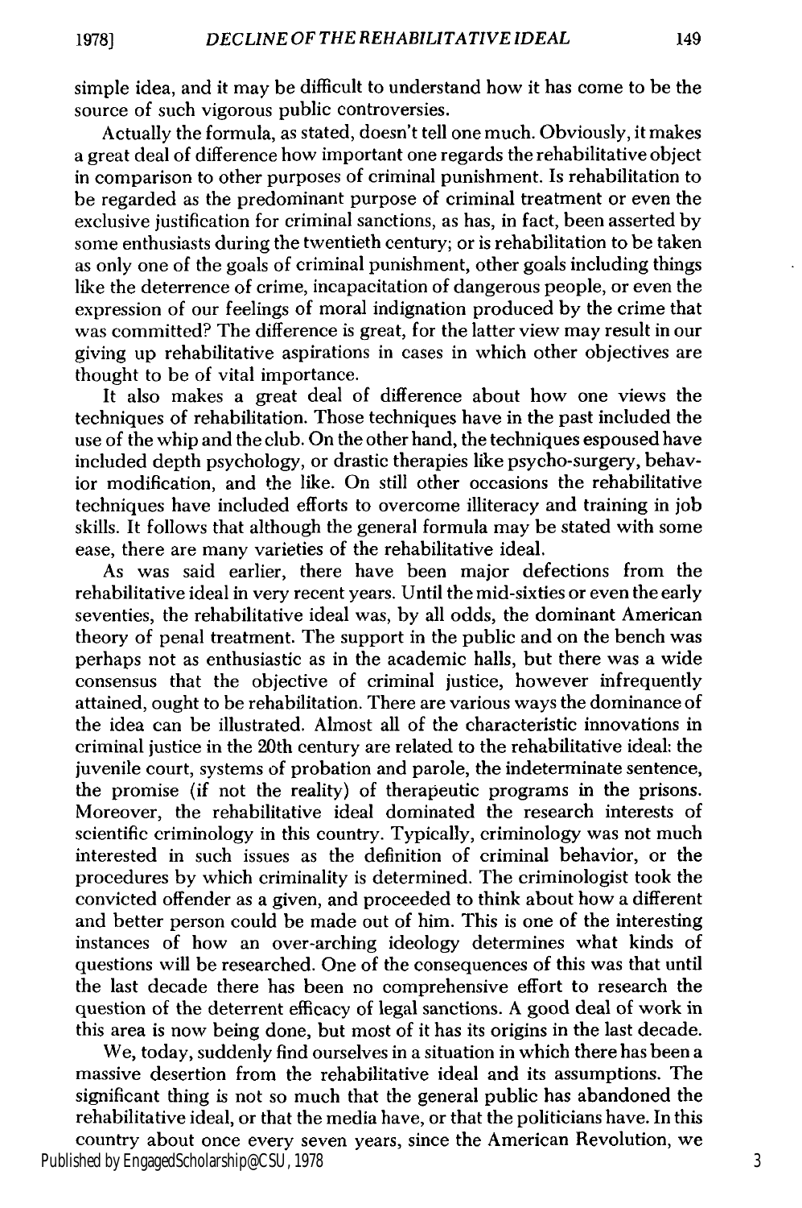simple idea, and it may be difficult to understand how it has come to be the source of such vigorous public controversies.

Actually the formula, as stated, doesn't tell one much. Obviously, it makes a great deal of difference how important one regards the rehabilitative object in comparison to other purposes of criminal punishment. Is rehabilitation to be regarded as the predominant purpose of criminal treatment or even the exclusive justification for criminal sanctions, as has, in fact, been asserted by some enthusiasts during the twentieth century; or is rehabilitation to be taken as only one of the goals of criminal punishment, other goals including things like the deterrence of crime, incapacitation of dangerous people, or even the expression of our feelings of moral indignation produced by the crime that was committed? The difference is great, for the latter view may result in our giving up rehabilitative aspirations in cases in which other objectives are thought to be of vital importance.

It also makes a great deal of difference about how one views the techniques of rehabilitation. Those techniques have in the past included the use of the whip and the club. On the other hand, the techniques espoused have included depth psychology, or drastic therapies like psycho-surgery, behavior modification, and the like. On still other occasions the rehabilitative techniques have included efforts to overcome illiteracy and training in job skills. It follows that although the general formula may be stated with some ease, there are many varieties of the rehabilitative ideal.

As was said earlier, there have been major defections from the rehabilitative ideal in very recent years. Until the mid-sixties or even the early seventies, the rehabilitative ideal was, by all odds, the dominant American theory of penal treatment. The support in the public and on the bench was perhaps not as enthusiastic as in the academic halls, but there was a wide consensus that the objective of criminal justice, however infrequently attained, ought to be rehabilitation. There are various ways the dominance of the idea can be illustrated. Almost all of the characteristic innovations in criminal justice in the 20th century are related to the rehabilitative ideal: the juvenile court, systems of probation and parole, the indeterminate sentence, the promise (if not the reality) of therapeutic programs in the prisons. Moreover, the rehabilitative ideal dominated the research interests of scientific criminology in this country. Typically, criminology was not much interested in such issues as the definition of criminal behavior, or the procedures by which criminality is determined. The criminologist took the convicted offender as a given, and proceeded to think about how a different and better person could be made out of him. This is one of the interesting instances of how an over-arching ideology determines what kinds of questions will be researched. One of the consequences of this was that until the last decade there has been no comprehensive effort to research the question of the deterrent efficacy of legal sanctions. A good deal of work in this area is now being done, but most of it has its origins in the last decade.

We, today, suddenly find ourselves in a situation in which there has been a massive desertion from the rehabilitative ideal and its assumptions. The significant thing is not so much that the general public has abandoned the rehabilitative ideal, or that the media have, or that the politicians have. In this country about once every seven years, since the American Revolution, we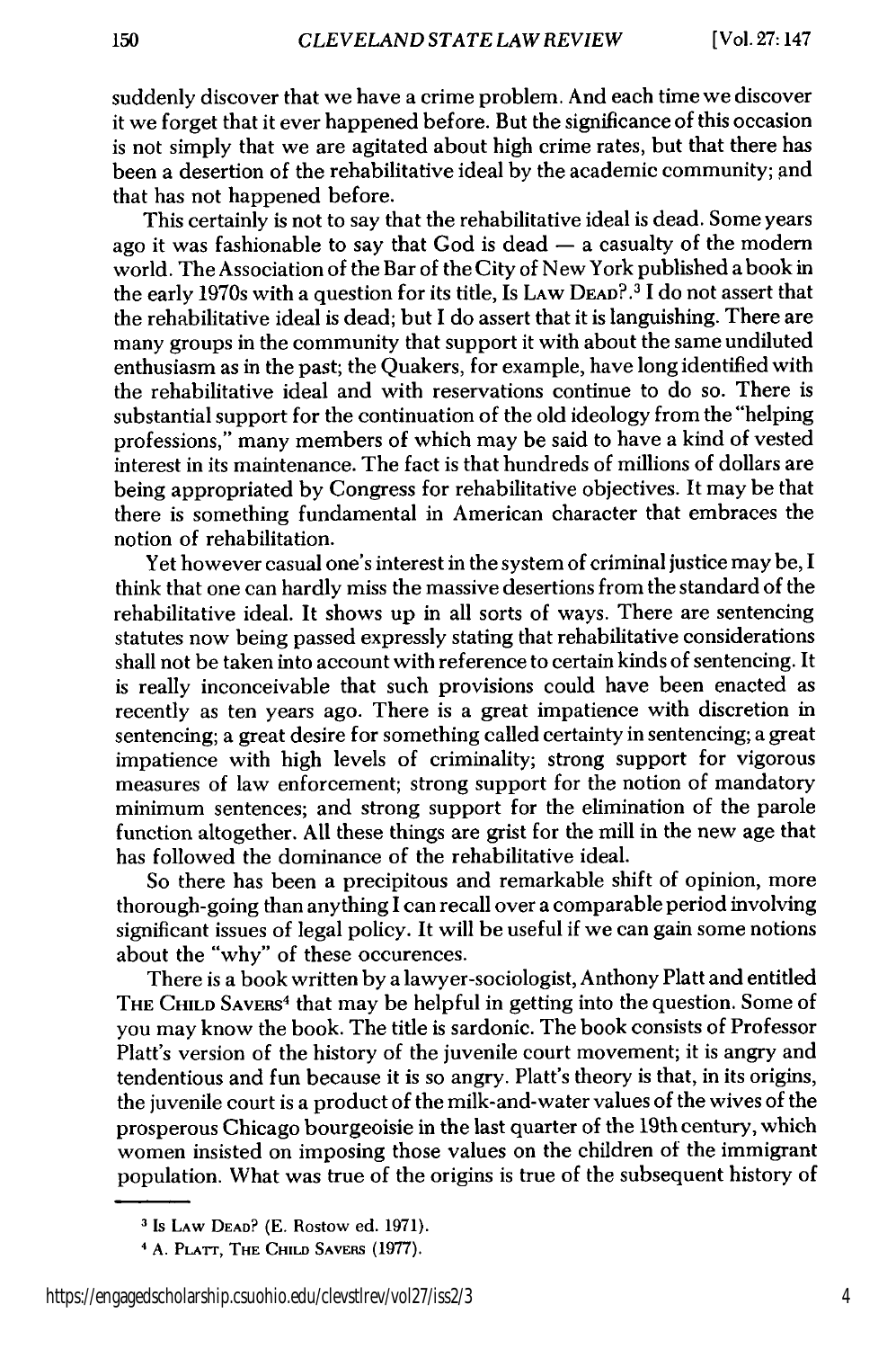suddenly discover that we have a crime problem. And each time we discover it we forget that it ever happened before. But the significance of this occasion is not simply that we are agitated about high crime rates, but that there has been a desertion of the rehabilitative ideal by the academic community; and that has not happened before.

This certainly is not to say that the rehabilitative ideal is dead. Some years ago it was fashionable to say that God is dead — a casualty of the modern world. The Association of the Bar of the City of New York published a book in the early 1970s with a question for its title, IS LAW DEAD?.[3] I do not assert that the rehabilitative ideal is dead; but I do assert that it is languishing. There are many groups in the community that support it with about the same undiluted enthusiasm as in the past; the Quakers, for example, have long identified with the rehabilitative ideal and with reservations continue to do so. There is substantial support for the continuation of the old ideology from the "helping professions," many members of which may be said to have a kind of vested interest in its maintenance. The fact is that hundreds of millions of dollars are being appropriated by Congress for rehabilitative objectives. It may be that there is something fundamental in American character that embraces the notion of rehabilitation.

Yet however casual one's interest in the system of criminal justice may be, I think that one can hardly miss the massive desertions from the standard of the rehabilitative ideal. It shows up in all sorts of ways. There are sentencing statutes now being passed expressly stating that rehabilitative considerations shall not be taken into account with reference to certain kinds of sentencing. It is really inconceivable that such provisions could have been enacted as recently as ten years ago. There is a great impatience with discretion in sentencing; a great desire for something called certainty in sentencing; a great impatience with high levels of criminality; strong support for vigorous measures of law enforcement; strong support for the notion of mandatory minimum sentences; and strong support for the elimination of the parole function altogether. All these things are grist for the mill in the new age that has followed the dominance of the rehabilitative ideal.

So there has been a precipitous and remarkable shift of opinion, more thorough-going than anything I can recall over a comparable period involving significant issues of legal policy. It will be useful if we can gain some notions about the "why" of these occurences.

There is a book written by a lawyer-sociologist, Anthony Platt and entitled THE CHILD SAVERS[4] that may be helpful in getting into the question. Some of you may know the book. The title is sardonic. The book consists of Professor Platt's version of the history of the juvenile court movement; it is angry and tendentious and fun because it is so angry. Platt's theory is that, in its origins, the juvenile court is a product of the milk-and-water values of the wives of the prosperous Chicago bourgeoisie in the last quarter of the 19th century, which women insisted on imposing those values on the children of the immigrant population. What was true of the origins is true of the subsequent history of

---

[3] IS LAW DEAD? (E. Rostow ed. 1971).

[4] A. PLATT, THE CHILD SAVERS (1977).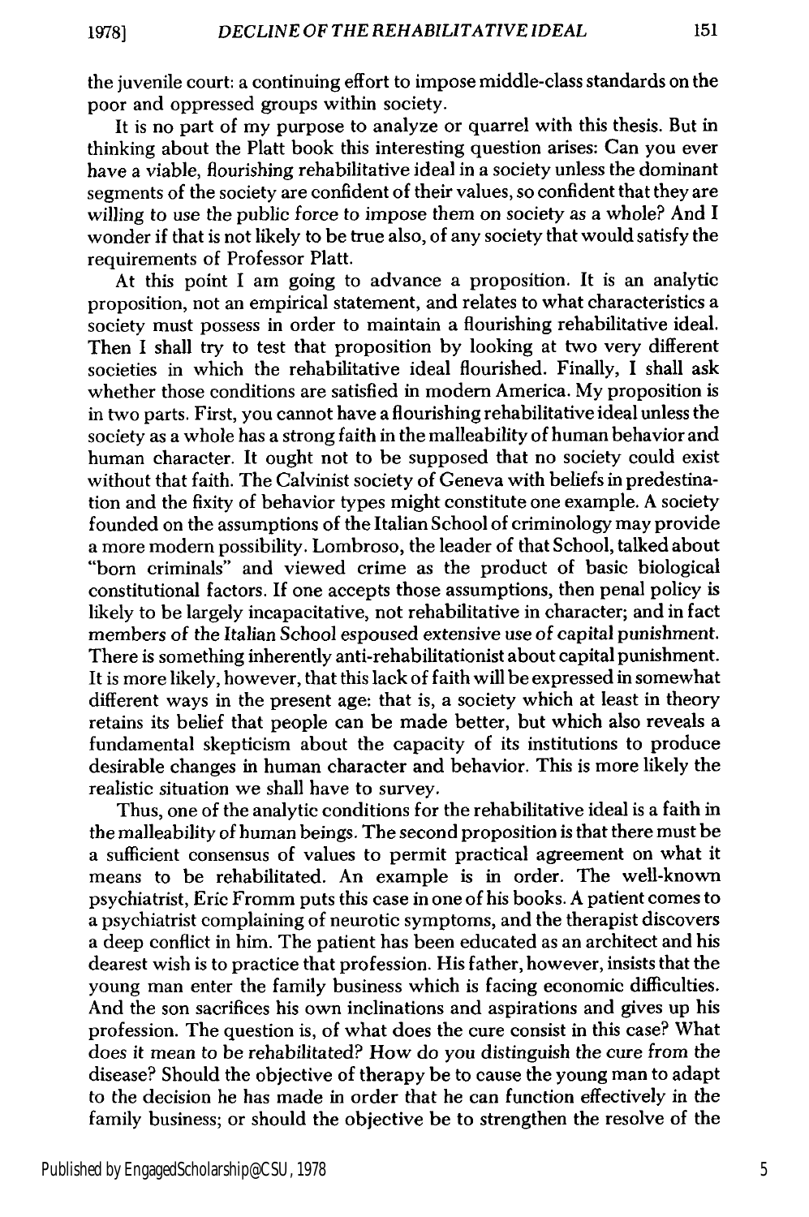the juvenile court: a continuing effort to impose middle-class standards on the poor and oppressed groups within society.

It is no part of my purpose to analyze or quarrel with this thesis. But in thinking about the Platt book this interesting question arises: Can you ever have a viable, flourishing rehabilitative ideal in a society unless the dominant segments of the society are confident of their values, so confident that they are willing to use the public force to impose them on society as a whole? And I wonder if that is not likely to be true also, of any society that would satisfy the requirements of Professor Platt.

At this point I am going to advance a proposition. It is an analytic proposition, not an empirical statement, and relates to what characteristics a society must possess in order to maintain a flourishing rehabilitative ideal. Then I shall try to test that proposition by looking at two very different societies in which the rehabilitative ideal flourished. Finally, I shall ask whether those conditions are satisfied in modern America. My proposition is in two parts. First, you cannot have a flourishing rehabilitative ideal unless the society as a whole has a strong faith in the malleability of human behavior and human character. It ought not to be supposed that no society could exist without that faith. The Calvinist society of Geneva with beliefs in predestination and the fixity of behavior types might constitute one example. A society founded on the assumptions of the Italian School of criminology may provide a more modern possibility. Lombroso, the leader of that School, talked about "born criminals" and viewed crime as the product of basic biological constitutional factors. If one accepts those assumptions, then penal policy is likely to be largely incapacitative, not rehabilitative in character; and in fact members of the Italian School espoused extensive use of capital punishment. There is something inherently anti-rehabilitationist about capital punishment. It is more likely, however, that this lack of faith will be expressed in somewhat different ways in the present age: that is, a society which at least in theory retains its belief that people can be made better, but which also reveals a fundamental skepticism about the capacity of its institutions to produce desirable changes in human character and behavior. This is more likely the realistic situation we shall have to survey.

Thus, one of the analytic conditions for the rehabilitative ideal is a faith in the malleability of human beings. The second proposition is that there must be a sufficient consensus of values to permit practical agreement on what it means to be rehabilitated. An example is in order. The well-known psychiatrist, Eric Fromm puts this case in one of his books. A patient comes to a psychiatrist complaining of neurotic symptoms, and the therapist discovers a deep conflict in him. The patient has been educated as an architect and his dearest wish is to practice that profession. His father, however, insists that the young man enter the family business which is facing economic difficulties. And the son sacrifices his own inclinations and aspirations and gives up his profession. The question is, of what does the cure consist in this case? What does it mean to be rehabilitated? How do you distinguish the cure from the disease? Should the objective of therapy be to cause the young man to adapt to the decision he has made in order that he can function effectively in the family business; or should the objective be to strengthen the resolve of the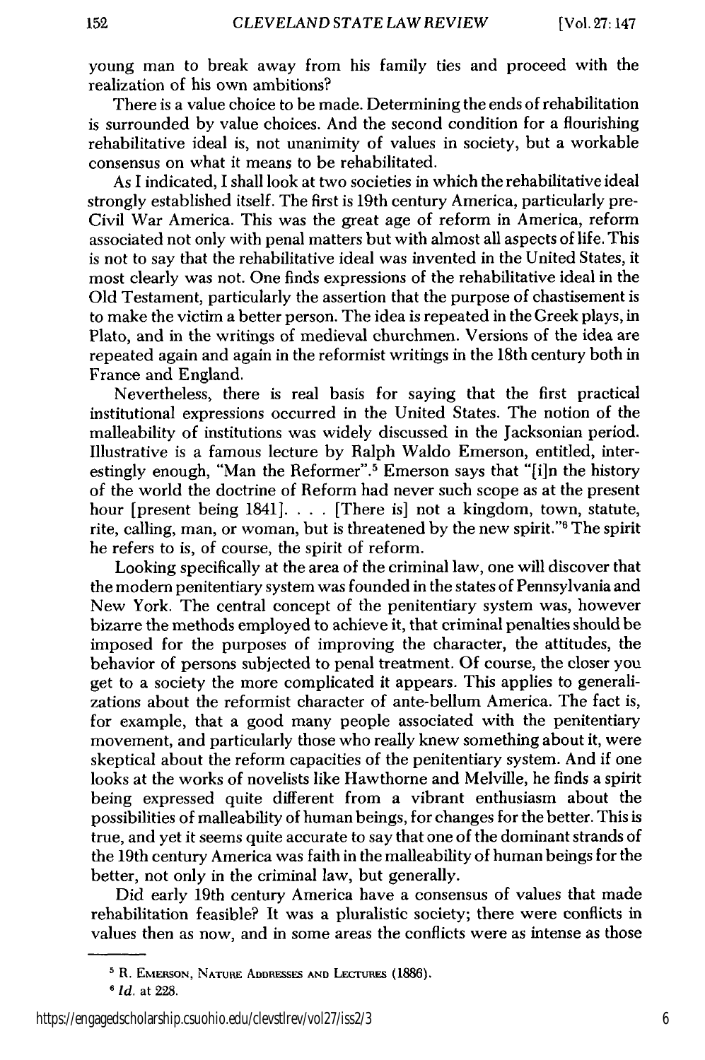young man to break away from his family ties and proceed with the realization of his own ambitions?

There is a value choice to be made. Determining the ends of rehabilitation is surrounded by value choices. And the second condition for a flourishing rehabilitative ideal is, not unanimity of values in society, but a workable consensus on what it means to be rehabilitated.

As I indicated, I shall look at two societies in which the rehabilitative ideal strongly established itself. The first is 19th century America, particularly pre-Civil War America. This was the great age of reform in America, reform associated not only with penal matters but with almost all aspects of life. This is not to say that the rehabilitative ideal was invented in the United States, it most clearly was not. One finds expressions of the rehabilitative ideal in the Old Testament, particularly the assertion that the purpose of chastisement is to make the victim a better person. The idea is repeated in the Greek plays, in Plato, and in the writings of medieval churchmen. Versions of the idea are repeated again and again in the reformist writings in the 18th century both in France and England.

Nevertheless, there is real basis for saying that the first practical institutional expressions occurred in the United States. The notion of the malleability of institutions was widely discussed in the Jacksonian period. Illustrative is a famous lecture by Ralph Waldo Emerson, entitled, interestingly enough, "Man the Reformer".[5] Emerson says that "[i]n the history of the world the doctrine of Reform had never such scope as at the present hour [present being 1841]. . . . [There is] not a kingdom, town, statute, rite, calling, man, or woman, but is threatened by the new spirit."[6] The spirit he refers to is, of course, the spirit of reform.

Looking specifically at the area of the criminal law, one will discover that the modern penitentiary system was founded in the states of Pennsylvania and New York. The central concept of the penitentiary system was, however bizarre the methods employed to achieve it, that criminal penalties should be imposed for the purposes of improving the character, the attitudes, the behavior of persons subjected to penal treatment. Of course, the closer you get to a society the more complicated it appears. This applies to generalizations about the reformist character of ante-bellum America. The fact is, for example, that a good many people associated with the penitentiary movement, and particularly those who really knew something about it, were skeptical about the reform capacities of the penitentiary system. And if one looks at the works of novelists like Hawthorne and Melville, he finds a spirit being expressed quite different from a vibrant enthusiasm about the possibilities of malleability of human beings, for changes for the better. This is true, and yet it seems quite accurate to say that one of the dominant strands of the 19th century America was faith in the malleability of human beings for the better, not only in the criminal law, but generally.

Did early 19th century America have a consensus of values that made rehabilitation feasible? It was a pluralistic society; there were conflicts in values then as now, and in some areas the conflicts were as intense as those

---

[5] R. Emerson, Nature Addresses and Lectures (1886).

[6] *Id.* at 228.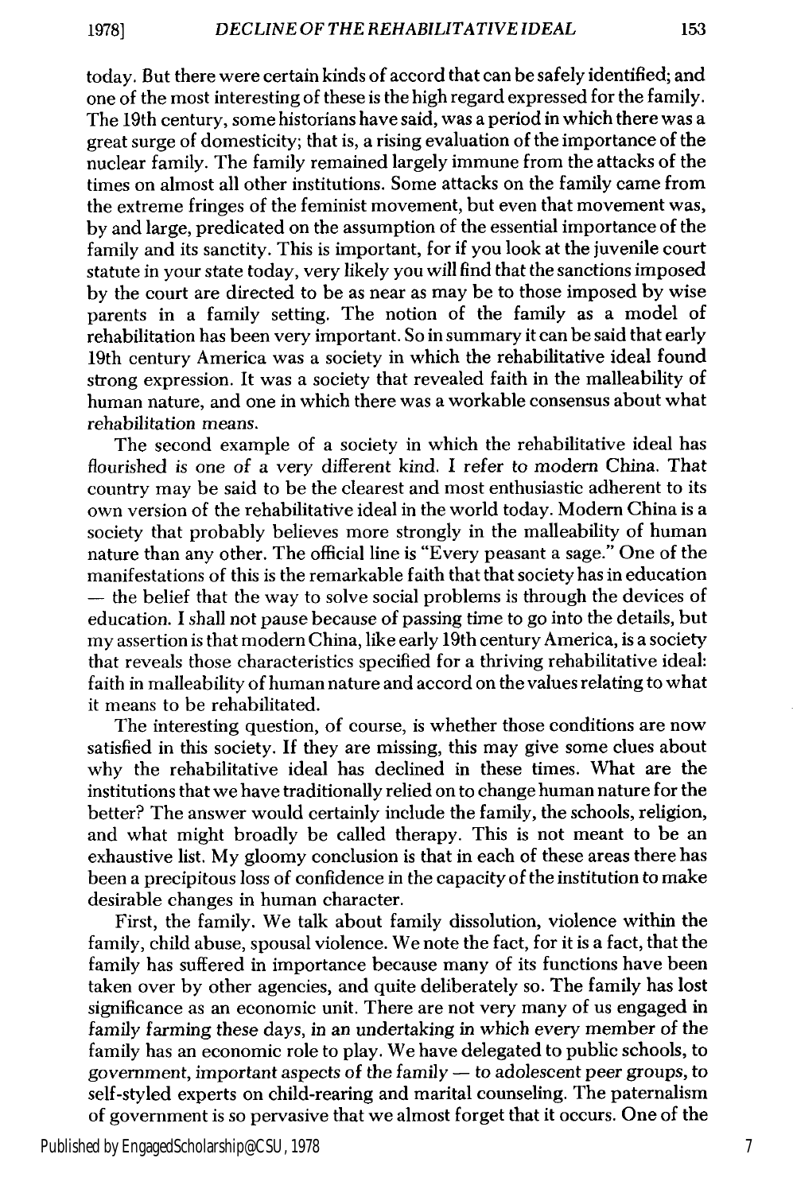today. But there were certain kinds of accord that can be safely identified; and one of the most interesting of these is the high regard expressed for the family. The 19th century, some historians have said, was a period in which there was a great surge of domesticity; that is, a rising evaluation of the importance of the nuclear family. The family remained largely immune from the attacks of the times on almost all other institutions. Some attacks on the family came from the extreme fringes of the feminist movement, but even that movement was, by and large, predicated on the assumption of the essential importance of the family and its sanctity. This is important, for if you look at the juvenile court statute in your state today, very likely you will find that the sanctions imposed by the court are directed to be as near as may be to those imposed by wise parents in a family setting. The notion of the family as a model of rehabilitation has been very important. So in summary it can be said that early 19th century America was a society in which the rehabilitative ideal found strong expression. It was a society that revealed faith in the malleability of human nature, and one in which there was a workable consensus about what rehabilitation means.

The second example of a society in which the rehabilitative ideal has flourished is one of a very different kind. I refer to modern China. That country may be said to be the clearest and most enthusiastic adherent to its own version of the rehabilitative ideal in the world today. Modern China is a society that probably believes more strongly in the malleability of human nature than any other. The official line is "Every peasant a sage." One of the manifestations of this is the remarkable faith that that society has in education — the belief that the way to solve social problems is through the devices of education. I shall not pause because of passing time to go into the details, but my assertion is that modern China, like early 19th century America, is a society that reveals those characteristics specified for a thriving rehabilitative ideal: faith in malleability of human nature and accord on the values relating to what it means to be rehabilitated.

The interesting question, of course, is whether those conditions are now satisfied in this society. If they are missing, this may give some clues about why the rehabilitative ideal has declined in these times. What are the institutions that we have traditionally relied on to change human nature for the better? The answer would certainly include the family, the schools, religion, and what might broadly be called therapy. This is not meant to be an exhaustive list. My gloomy conclusion is that in each of these areas there has been a precipitous loss of confidence in the capacity of the institution to make desirable changes in human character.

First, the family. We talk about family dissolution, violence within the family, child abuse, spousal violence. We note the fact, for it is a fact, that the family has suffered in importance because many of its functions have been taken over by other agencies, and quite deliberately so. The family has lost significance as an economic unit. There are not very many of us engaged in family farming these days, in an undertaking in which every member of the family has an economic role to play. We have delegated to public schools, to government, important aspects of the family — to adolescent peer groups, to self-styled experts on child-rearing and marital counseling. The paternalism of government is so pervasive that we almost forget that it occurs. One of the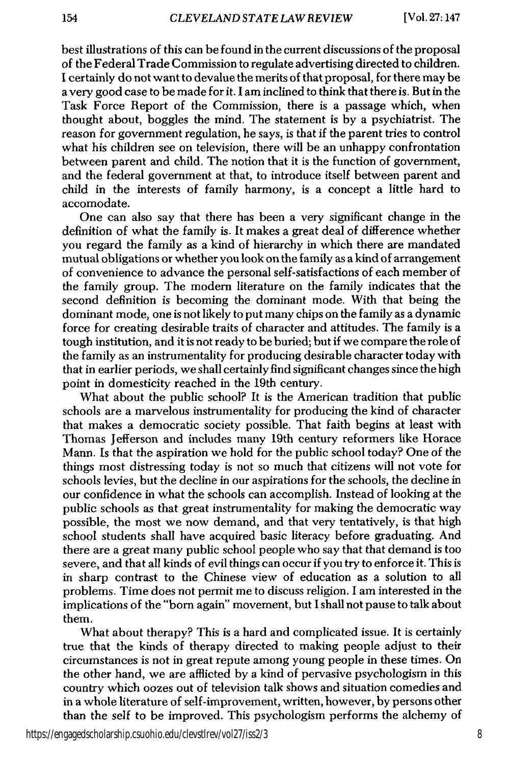best illustrations of this can be found in the current discussions of the proposal of the Federal Trade Commission to regulate advertising directed to children. I certainly do not want to devalue the merits of that proposal, for there may be a very good case to be made for it. I am inclined to think that there is. But in the Task Force Report of the Commission, there is a passage which, when thought about, boggles the mind. The statement is by a psychiatrist. The reason for government regulation, he says, is that if the parent tries to control what his children see on television, there will be an unhappy confrontation between parent and child. The notion that it is the function of government, and the federal government at that, to introduce itself between parent and child in the interests of family harmony, is a concept a little hard to accomodate.

One can also say that there has been a very significant change in the definition of what the family is. It makes a great deal of difference whether you regard the family as a kind of hierarchy in which there are mandated mutual obligations or whether you look on the family as a kind of arrangement of convenience to advance the personal self-satisfactions of each member of the family group. The modern literature on the family indicates that the second definition is becoming the dominant mode. With that being the dominant mode, one is not likely to put many chips on the family as a dynamic force for creating desirable traits of character and attitudes. The family is a tough institution, and it is not ready to be buried; but if we compare the role of the family as an instrumentality for producing desirable character today with that in earlier periods, we shall certainly find significant changes since the high point in domesticity reached in the 19th century.

What about the public school? It is the American tradition that public schools are a marvelous instrumentality for producing the kind of character that makes a democratic society possible. That faith begins at least with Thomas Jefferson and includes many 19th century reformers like Horace Mann. Is that the aspiration we hold for the public school today? One of the things most distressing today is not so much that citizens will not vote for schools levies, but the decline in our aspirations for the schools, the decline in our confidence in what the schools can accomplish. Instead of looking at the public schools as that great instrumentality for making the democratic way possible, the most we now demand, and that very tentatively, is that high school students shall have acquired basic literacy before graduating. And there are a great many public school people who say that that demand is too severe, and that all kinds of evil things can occur if you try to enforce it. This is in sharp contrast to the Chinese view of education as a solution to all problems. Time does not permit me to discuss religion. I am interested in the implications of the "born again" movement, but I shall not pause to talk about them.

What about therapy? This is a hard and complicated issue. It is certainly true that the kinds of therapy directed to making people adjust to their circumstances is not in great repute among young people in these times. On the other hand, we are afflicted by a kind of pervasive psychologism in this country which oozes out of television talk shows and situation comedies and in a whole literature of self-improvement, written, however, by persons other than the self to be improved. This psychologism performs the alchemy of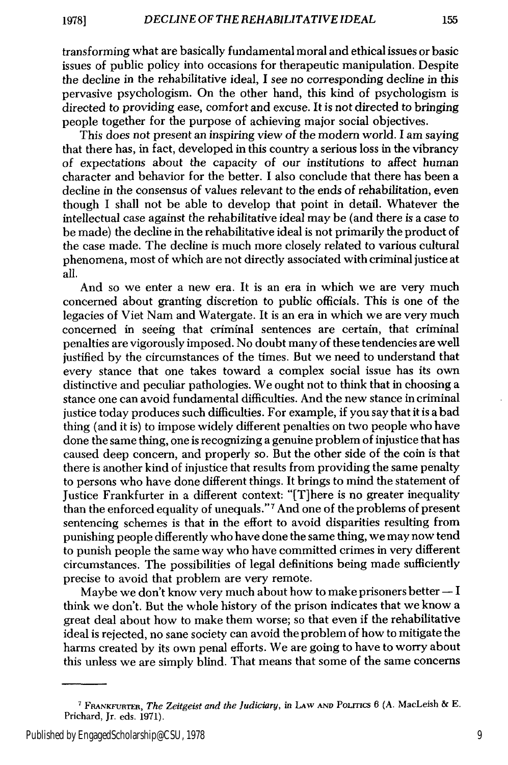transforming what are basically fundamental moral and ethical issues or basic issues of public policy into occasions for therapeutic manipulation. Despite the decline in the rehabilitative ideal, I see no corresponding decline in this pervasive psychologism. On the other hand, this kind of psychologism is directed to providing ease, comfort and excuse. It is not directed to bringing people together for the purpose of achieving major social objectives.

This does not present an inspiring view of the modern world. I am saying that there has, in fact, developed in this country a serious loss in the vibrancy of expectations about the capacity of our institutions to affect human character and behavior for the better. I also conclude that there has been a decline in the consensus of values relevant to the ends of rehabilitation, even though I shall not be able to develop that point in detail. Whatever the intellectual case against the rehabilitative ideal may be (and there is a case to be made) the decline in the rehabilitative ideal is not primarily the product of the case made. The decline is much more closely related to various cultural phenomena, most of which are not directly associated with criminal justice at all.

And so we enter a new era. It is an era in which we are very much concerned about granting discretion to public officials. This is one of the legacies of Viet Nam and Watergate. It is an era in which we are very much concerned in seeing that criminal sentences are certain, that criminal penalties are vigorously imposed. No doubt many of these tendencies are well justified by the circumstances of the times. But we need to understand that every stance that one takes toward a complex social issue has its own distinctive and peculiar pathologies. We ought not to think that in choosing a stance one can avoid fundamental difficulties. And the new stance in criminal justice today produces such difficulties. For example, if you say that it is a bad thing (and it is) to impose widely different penalties on two people who have done the same thing, one is recognizing a genuine problem of injustice that has caused deep concern, and properly so. But the other side of the coin is that there is another kind of injustice that results from providing the same penalty to persons who have done different things. It brings to mind the statement of Justice Frankfurter in a different context: "[T]here is no greater inequality than the enforced equality of unequals."[7] And one of the problems of present sentencing schemes is that in the effort to avoid disparities resulting from punishing people differently who have done the same thing, we may now tend to punish people the same way who have committed crimes in very different circumstances. The possibilities of legal definitions being made sufficiently precise to avoid that problem are very remote.

Maybe we don't know very much about how to make prisoners better — I think we don't. But the whole history of the prison indicates that we know a great deal about how to make them worse; so that even if the rehabilitative ideal is rejected, no sane society can avoid the problem of how to mitigate the harms created by its own penal efforts. We are going to have to worry about this unless we are simply blind. That means that some of the same concerns

---

[7] FRANKFURTER, *The Zeitgeist and the Judiciary*, in LAW AND POLITICS 6 (A. MacLeish & E. Prichard, Jr. eds. 1971).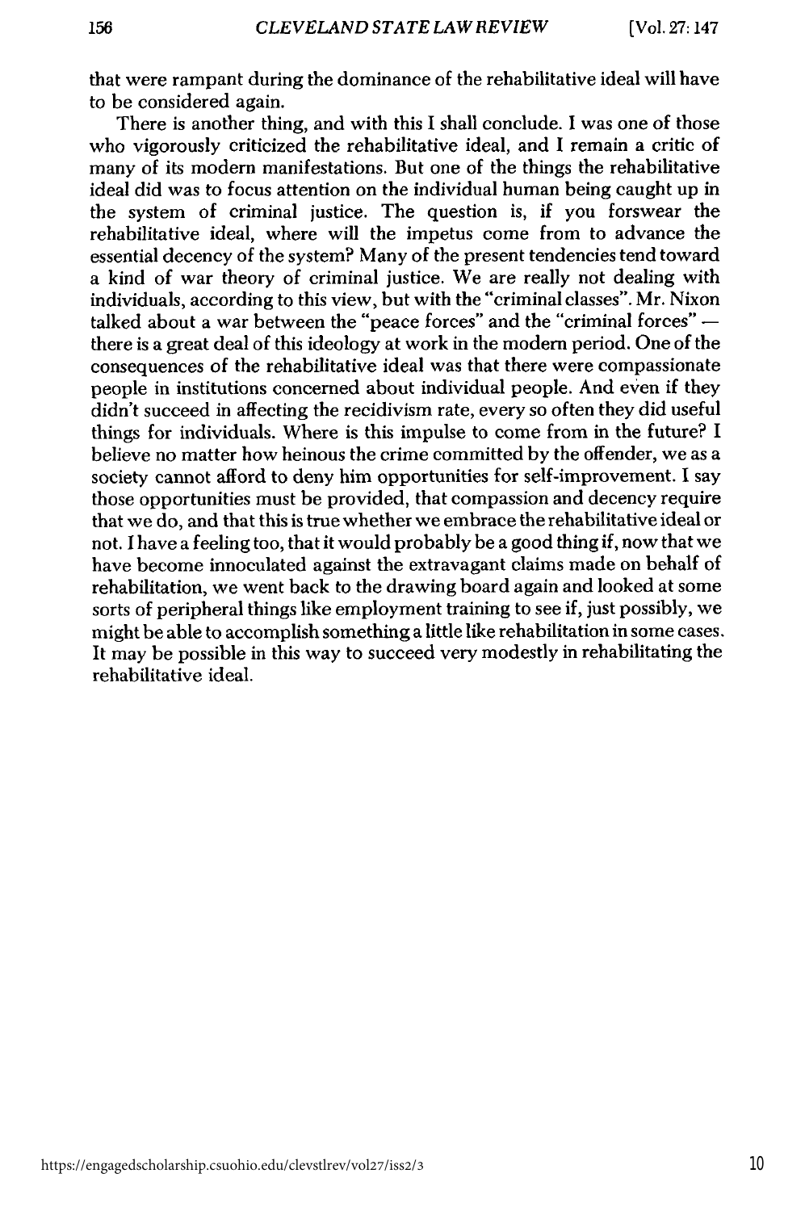that were rampant during the dominance of the rehabilitative ideal will have to be considered again.

There is another thing, and with this I shall conclude. I was one of those who vigorously criticized the rehabilitative ideal, and I remain a critic of many of its modern manifestations. But one of the things the rehabilitative ideal did was to focus attention on the individual human being caught up in the system of criminal justice. The question is, if you forswear the rehabilitative ideal, where will the impetus come from to advance the essential decency of the system? Many of the present tendencies tend toward a kind of war theory of criminal justice. We are really not dealing with individuals, according to this view, but with the "criminal classes". Mr. Nixon talked about a war between the "peace forces" and the "criminal forces" — there is a great deal of this ideology at work in the modern period. One of the consequences of the rehabilitative ideal was that there were compassionate people in institutions concerned about individual people. And even if they didn't succeed in affecting the recidivism rate, every so often they did useful things for individuals. Where is this impulse to come from in the future? I believe no matter how heinous the crime committed by the offender, we as a society cannot afford to deny him opportunities for self-improvement. I say those opportunities must be provided, that compassion and decency require that we do, and that this is true whether we embrace the rehabilitative ideal or not. I have a feeling too, that it would probably be a good thing if, now that we have become innoculated against the extravagant claims made on behalf of rehabilitation, we went back to the drawing board again and looked at some sorts of peripheral things like employment training to see if, just possibly, we might be able to accomplish something a little like rehabilitation in some cases. It may be possible in this way to succeed very modestly in rehabilitating the rehabilitative ideal.